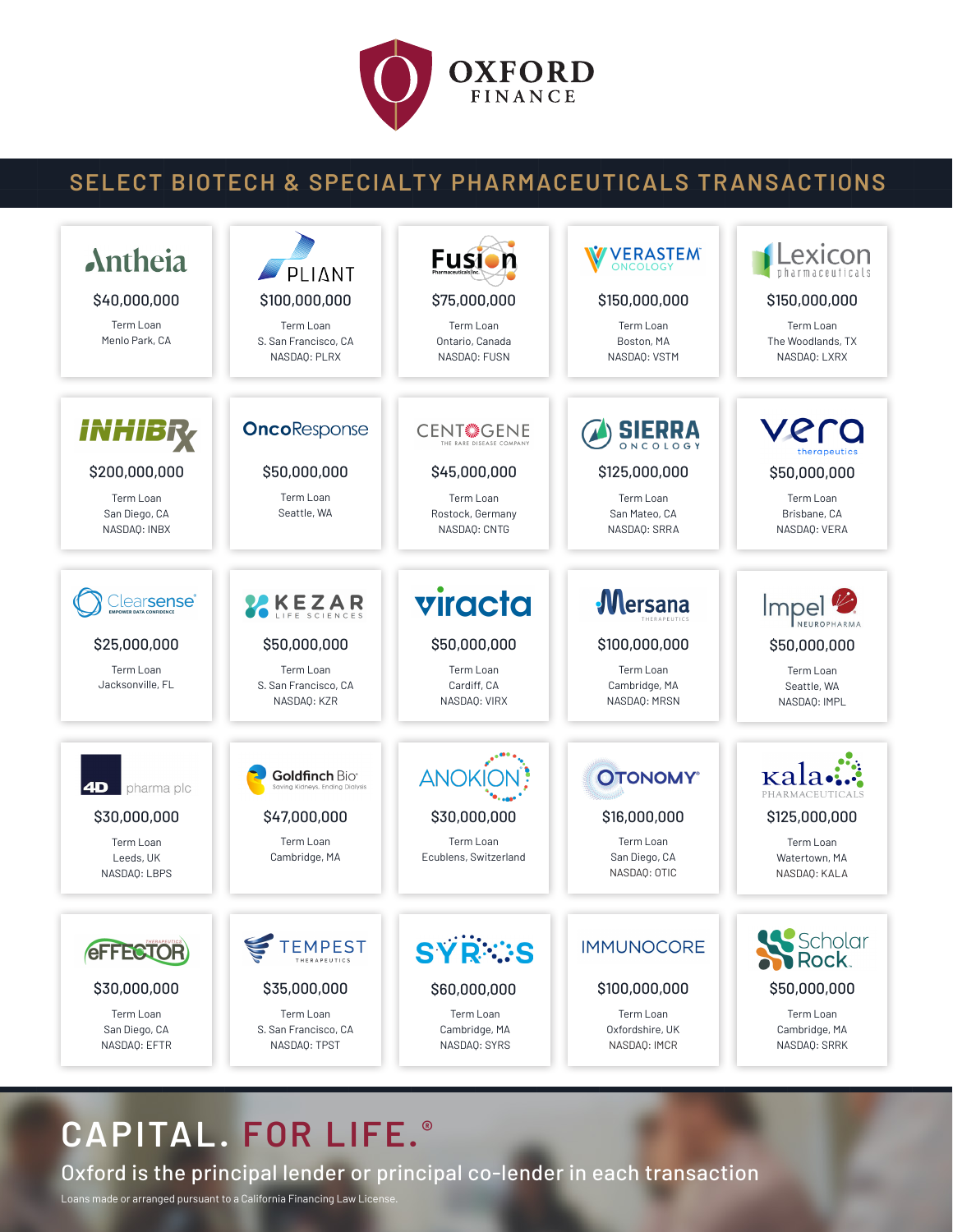# OXFORD FINANCE

## SELECT BIOTECH & SPECIALTY PHARMACEUTICALS TRANSACTIONS

| Company | Amount | Type | Location | Listing |
|---|---|---|---|---|
| Antheia | $40,000,000 | Term Loan | Menlo Park, CA | |
| PLIANT | $100,000,000 | Term Loan | S. San Francisco, CA | NASDAQ: PLRX |
| Fusion Pharmaceuticals Inc. | $75,000,000 | Term Loan | Ontario, Canada | NASDAQ: FUSN |
| VERASTEM ONCOLOGY | $150,000,000 | Term Loan | Boston, MA | NASDAQ: VSTM |
| Lexicon pharmaceuticals | $150,000,000 | Term Loan | The Woodlands, TX | NASDAQ: LXRX |
| INHIBRX | $200,000,000 | Term Loan | San Diego, CA | NASDAQ: INBX |
| OncoResponse | $50,000,000 | Term Loan | Seattle, WA | |
| CENTOGENE The Rare Disease Company | $45,000,000 | Term Loan | Rostock, Germany | NASDAQ: CNTG |
| SIERRA ONCOLOGY | $125,000,000 | Term Loan | San Mateo, CA | NASDAQ: SRRA |
| vera therapeutics | $50,000,000 | Term Loan | Brisbane, CA | NASDAQ: VERA |
| Clearsense Empower Data Confidence | $25,000,000 | Term Loan | Jacksonville, FL | |
| KEZAR LIFE SCIENCES | $50,000,000 | Term Loan | S. San Francisco, CA | NASDAQ: KZR |
| viracta | $50,000,000 | Term Loan | Cardiff, CA | NASDAQ: VIRX |
| Mersana Therapeutics | $100,000,000 | Term Loan | Cambridge, MA | NASDAQ: MRSN |
| Impel NeuroPharma | $50,000,000 | Term Loan | Seattle, WA | NASDAQ: IMPL |
| 4D pharma plc | $30,000,000 | Term Loan | Leeds, UK | NASDAQ: LBPS |
| Goldfinch Bio Saving Kidneys. Ending Dialysis | $47,000,000 | Term Loan | Cambridge, MA | |
| ANOKION | $30,000,000 | Term Loan | Ecublens, Switzerland | |
| OTONOMY | $16,000,000 | Term Loan | San Diego, CA | NASDAQ: OTIC |
| Kala Pharmaceuticals | $125,000,000 | Term Loan | Watertown, MA | NASDAQ: KALA |
| eFFECTOR Therapeutics | $30,000,000 | Term Loan | San Diego, CA | NASDAQ: EFTR |
| TEMPEST Therapeutics | $35,000,000 | Term Loan | S. San Francisco, CA | NASDAQ: TPST |
| SYROS | $60,000,000 | Term Loan | Cambridge, MA | NASDAQ: SYRS |
| IMMUNOCORE | $100,000,000 | Term Loan | Oxfordshire, UK | NASDAQ: IMCR |
| Scholar Rock | $50,000,000 | Term Loan | Cambridge, MA | NASDAQ: SRRK |

## CAPITAL. FOR LIFE.®

Oxford is the principal lender or principal co-lender in each transaction

Loans made or arranged pursuant to a California Financing Law License.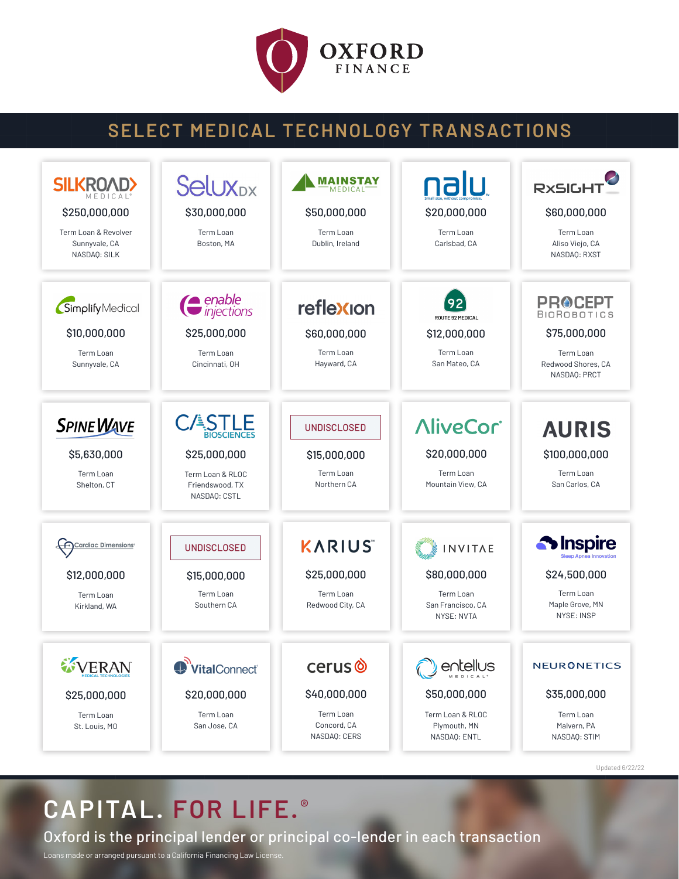OXFORD FINANCE

# SELECT MEDICAL TECHNOLOGY TRANSACTIONS

**SILKROAD MEDICAL**
$250,000,000
Term Loan & Revolver
Sunnyvale, CA
NASDAQ: SILK

**SeluxDX**
$30,000,000
Term Loan
Boston, MA

**MAINSTAY MEDICAL**
$50,000,000
Term Loan
Dublin, Ireland

**nalu**
$20,000,000
Term Loan
Carlsbad, CA

**RxSIGHT**
$60,000,000
Term Loan
Aliso Viejo, CA
NASDAQ: RXST

**SimplifyMedical**
$10,000,000
Term Loan
Sunnyvale, CA

**enable injections**
$25,000,000
Term Loan
Cincinnati, OH

**reflexion**
$60,000,000
Term Loan
Hayward, CA

**ROUTE 92 MEDICAL**
$12,000,000
Term Loan
San Mateo, CA

**PROCEPT BIOROBOTICS**
$75,000,000
Term Loan
Redwood Shores, CA
NASDAQ: PRCT

**SPINEWAVE**
$5,630,000
Term Loan
Shelton, CT

**CASTLE BIOSCIENCES**
$25,000,000
Term Loan & RLOC
Friendswood, TX
NASDAQ: CSTL

**UNDISCLOSED**
$15,000,000
Term Loan
Northern CA

**AliveCor**
$20,000,000
Term Loan
Mountain View, CA

**AURIS**
$100,000,000
Term Loan
San Carlos, CA

**Cardiac Dimensions**
$12,000,000
Term Loan
Kirkland, WA

**UNDISCLOSED**
$15,000,000
Term Loan
Southern CA

**KARIUS**
$25,000,000
Term Loan
Redwood City, CA

**INVITAE**
$80,000,000
Term Loan
San Francisco, CA
NYSE: NVTA

**Inspire**
$24,500,000
Term Loan
Maple Grove, MN
NYSE: INSP

**VERAN MEDICAL TECHNOLOGIES**
$25,000,000
Term Loan
St. Louis, MO

**VitalConnect**
$20,000,000
Term Loan
San Jose, CA

**cerus**
$40,000,000
Term Loan
Concord, CA
NASDAQ: CERS

**entellus MEDICAL**
$50,000,000
Term Loan & RLOC
Plymouth, MN
NASDAQ: ENTL

**NEURONETICS**
$35,000,000
Term Loan
Malvern, PA
NASDAQ: STIM

Updated 6/22/22

## CAPITAL. FOR LIFE.®

Oxford is the principal lender or principal co-lender in each transaction

Loans made or arranged pursuant to a California Financing Law License.